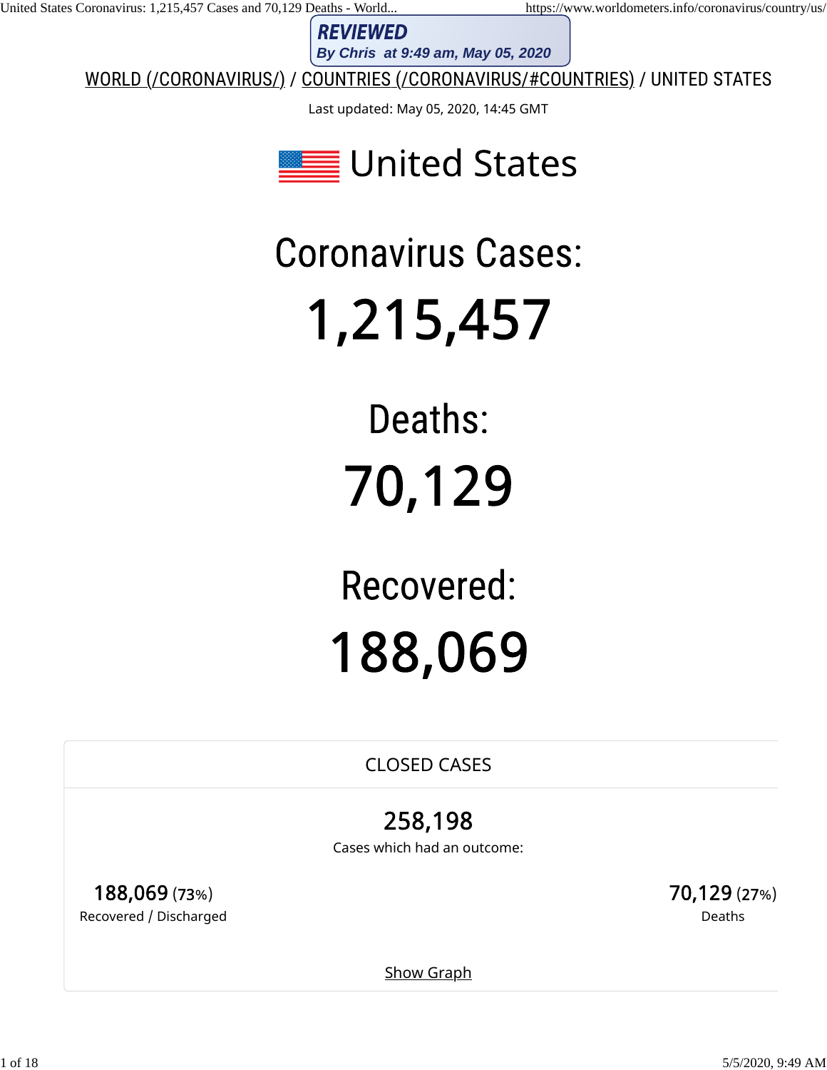**REVIEWED**
***By Chris at 9:49 am, May 05, 2020***

WORLD (/CORONAVIRUS/) / COUNTRIES (/CORONAVIRUS/#COUNTRIES) / UNITED STATES

Last updated: May 05, 2020, 14:45 GMT

# United States

## Coronavirus Cases:

# 1,215,457

## Deaths:

# 70,129

## Recovered:

# 188,069

CLOSED CASES

**258,198**
Cases which had an outcome:

**188,069** (73%)
Recovered / Discharged

**70,129** (27%)
Deaths

Show Graph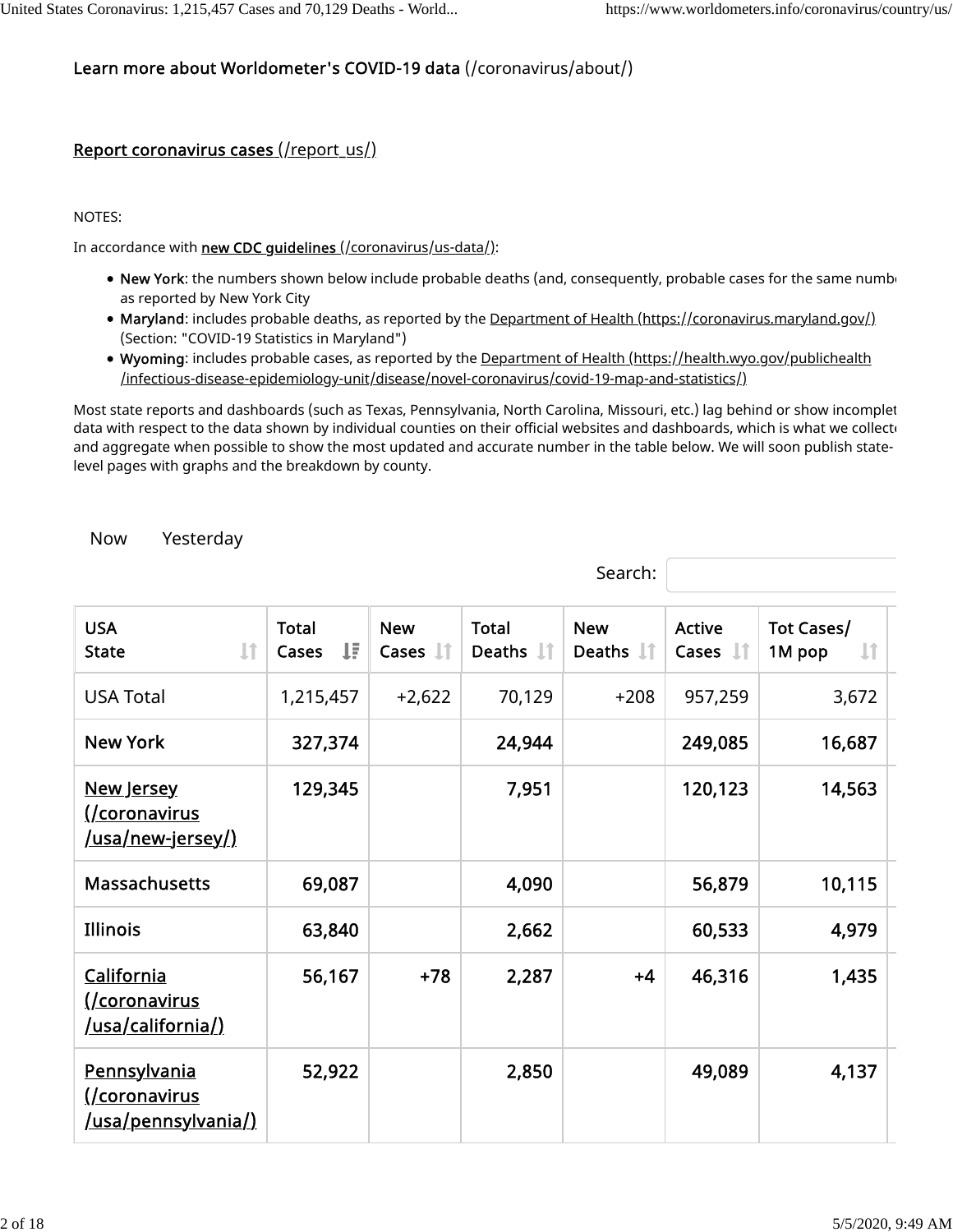Learn more about Worldometer's COVID-19 data (/coronavirus/about/)

Report coronavirus cases (/report_us/)

NOTES:

In accordance with **new CDC guidelines** (/coronavirus/us-data/):

- **New York**: the numbers shown below include probable deaths (and, consequently, probable cases for the same numb as reported by New York City
- **Maryland**: includes probable deaths, as reported by the Department of Health (https://coronavirus.maryland.gov/) (Section: "COVID-19 Statistics in Maryland")
- **Wyoming**: includes probable cases, as reported by the Department of Health (https://health.wyo.gov/publichealth /infectious-disease-epidemiology-unit/disease/novel-coronavirus/covid-19-map-and-statistics/)

Most state reports and dashboards (such as Texas, Pennsylvania, North Carolina, Missouri, etc.) lag behind or show incomplet data with respect to the data shown by individual counties on their official websites and dashboards, which is what we collect and aggregate when possible to show the most updated and accurate number in the table below. We will soon publish state-level pages with graphs and the breakdown by county.

Now Yesterday

Search:

| USA State | Total Cases | New Cases | Total Deaths | New Deaths | Active Cases | Tot Cases/ 1M pop |
|---|---|---|---|---|---|---|
| USA Total | 1,215,457 | +2,622 | 70,129 | +208 | 957,259 | 3,672 |
| New York | 327,374 | | 24,944 | | 249,085 | 16,687 |
| New Jersey (/coronavirus /usa/new-jersey/) | 129,345 | | 7,951 | | 120,123 | 14,563 |
| Massachusetts | 69,087 | | 4,090 | | 56,879 | 10,115 |
| Illinois | 63,840 | | 2,662 | | 60,533 | 4,979 |
| California (/coronavirus /usa/california/) | 56,167 | +78 | 2,287 | +4 | 46,316 | 1,435 |
| Pennsylvania (/coronavirus /usa/pennsylvania/) | 52,922 | | 2,850 | | 49,089 | 4,137 |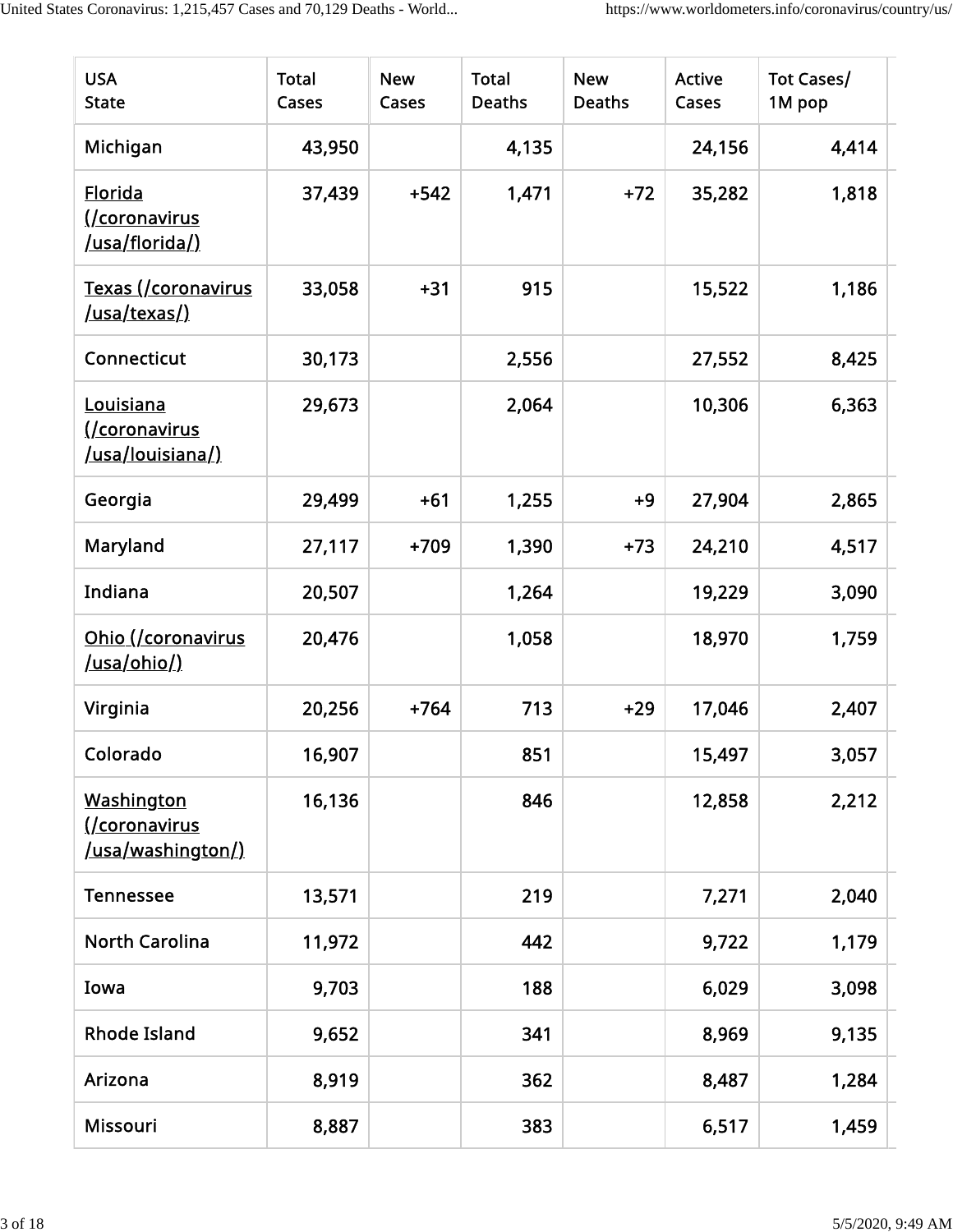| USA State | Total Cases | New Cases | Total Deaths | New Deaths | Active Cases | Tot Cases/ 1M pop |
|---|---|---|---|---|---|---|
| Michigan | 43,950 | | 4,135 | | 24,156 | 4,414 |
| Florida (/coronavirus/usa/florida/) | 37,439 | +542 | 1,471 | +72 | 35,282 | 1,818 |
| Texas (/coronavirus/usa/texas/) | 33,058 | +31 | 915 | | 15,522 | 1,186 |
| Connecticut | 30,173 | | 2,556 | | 27,552 | 8,425 |
| Louisiana (/coronavirus/usa/louisiana/) | 29,673 | | 2,064 | | 10,306 | 6,363 |
| Georgia | 29,499 | +61 | 1,255 | +9 | 27,904 | 2,865 |
| Maryland | 27,117 | +709 | 1,390 | +73 | 24,210 | 4,517 |
| Indiana | 20,507 | | 1,264 | | 19,229 | 3,090 |
| Ohio (/coronavirus/usa/ohio/) | 20,476 | | 1,058 | | 18,970 | 1,759 |
| Virginia | 20,256 | +764 | 713 | +29 | 17,046 | 2,407 |
| Colorado | 16,907 | | 851 | | 15,497 | 3,057 |
| Washington (/coronavirus/usa/washington/) | 16,136 | | 846 | | 12,858 | 2,212 |
| Tennessee | 13,571 | | 219 | | 7,271 | 2,040 |
| North Carolina | 11,972 | | 442 | | 9,722 | 1,179 |
| Iowa | 9,703 | | 188 | | 6,029 | 3,098 |
| Rhode Island | 9,652 | | 341 | | 8,969 | 9,135 |
| Arizona | 8,919 | | 362 | | 8,487 | 1,284 |
| Missouri | 8,887 | | 383 | | 6,517 | 1,459 |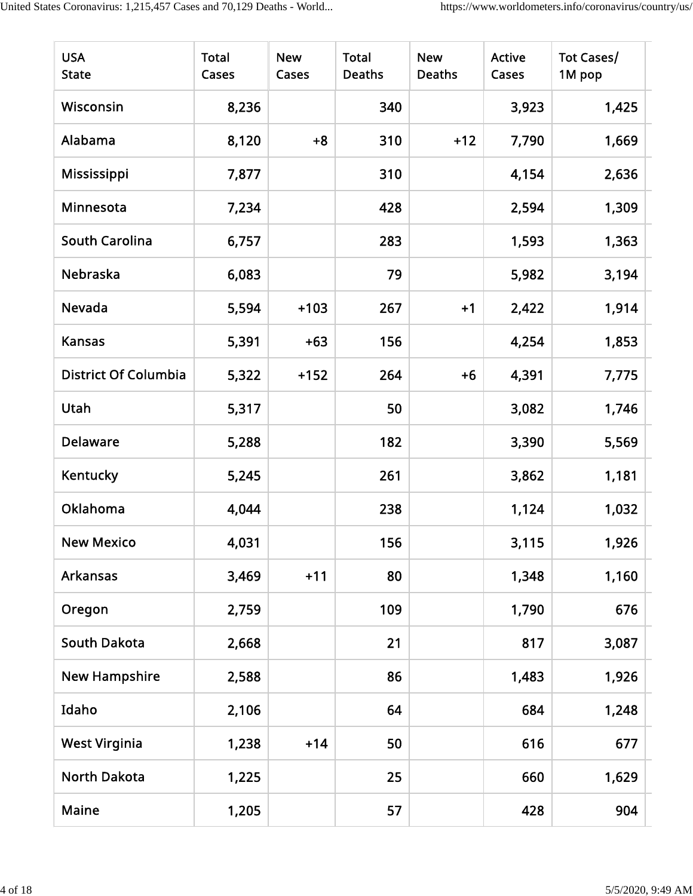| USA State | Total Cases | New Cases | Total Deaths | New Deaths | Active Cases | Tot Cases/ 1M pop |
|---|---|---|---|---|---|---|
| Wisconsin | 8,236 | | 340 | | 3,923 | 1,425 |
| Alabama | 8,120 | +8 | 310 | +12 | 7,790 | 1,669 |
| Mississippi | 7,877 | | 310 | | 4,154 | 2,636 |
| Minnesota | 7,234 | | 428 | | 2,594 | 1,309 |
| South Carolina | 6,757 | | 283 | | 1,593 | 1,363 |
| Nebraska | 6,083 | | 79 | | 5,982 | 3,194 |
| Nevada | 5,594 | +103 | 267 | +1 | 2,422 | 1,914 |
| Kansas | 5,391 | +63 | 156 | | 4,254 | 1,853 |
| District Of Columbia | 5,322 | +152 | 264 | +6 | 4,391 | 7,775 |
| Utah | 5,317 | | 50 | | 3,082 | 1,746 |
| Delaware | 5,288 | | 182 | | 3,390 | 5,569 |
| Kentucky | 5,245 | | 261 | | 3,862 | 1,181 |
| Oklahoma | 4,044 | | 238 | | 1,124 | 1,032 |
| New Mexico | 4,031 | | 156 | | 3,115 | 1,926 |
| Arkansas | 3,469 | +11 | 80 | | 1,348 | 1,160 |
| Oregon | 2,759 | | 109 | | 1,790 | 676 |
| South Dakota | 2,668 | | 21 | | 817 | 3,087 |
| New Hampshire | 2,588 | | 86 | | 1,483 | 1,926 |
| Idaho | 2,106 | | 64 | | 684 | 1,248 |
| West Virginia | 1,238 | +14 | 50 | | 616 | 677 |
| North Dakota | 1,225 | | 25 | | 660 | 1,629 |
| Maine | 1,205 | | 57 | | 428 | 904 |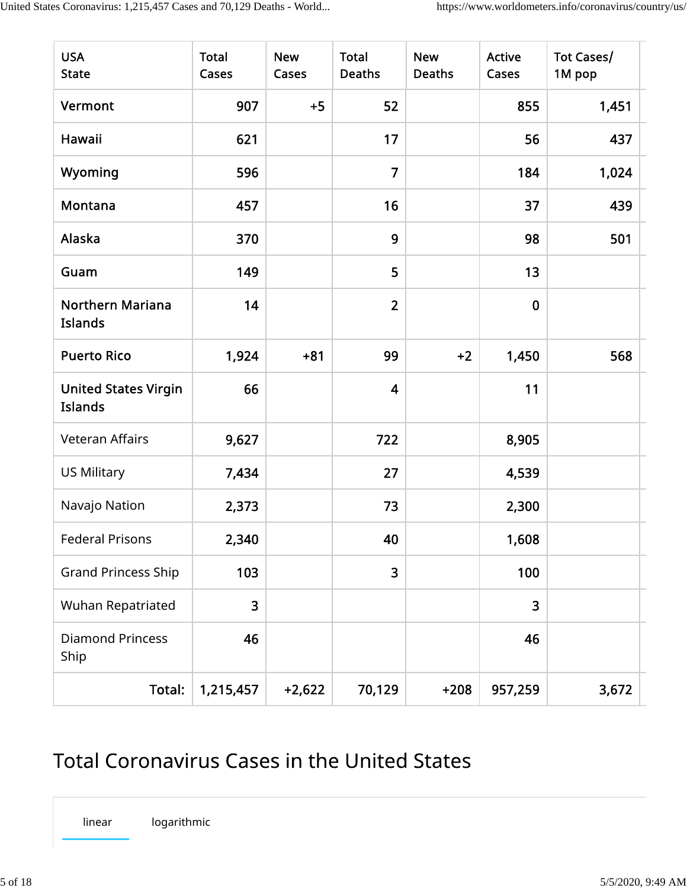| USA State | Total Cases | New Cases | Total Deaths | New Deaths | Active Cases | Tot Cases/ 1M pop |
|---|---|---|---|---|---|---|
| Vermont | 907 | +5 | 52 | | 855 | 1,451 |
| Hawaii | 621 | | 17 | | 56 | 437 |
| Wyoming | 596 | | 7 | | 184 | 1,024 |
| Montana | 457 | | 16 | | 37 | 439 |
| Alaska | 370 | | 9 | | 98 | 501 |
| Guam | 149 | | 5 | | 13 | |
| Northern Mariana Islands | 14 | | 2 | | 0 | |
| Puerto Rico | 1,924 | +81 | 99 | +2 | 1,450 | 568 |
| United States Virgin Islands | 66 | | 4 | | 11 | |
| Veteran Affairs | 9,627 | | 722 | | 8,905 | |
| US Military | 7,434 | | 27 | | 4,539 | |
| Navajo Nation | 2,373 | | 73 | | 2,300 | |
| Federal Prisons | 2,340 | | 40 | | 1,608 | |
| Grand Princess Ship | 103 | | 3 | | 100 | |
| Wuhan Repatriated | 3 | | | | 3 | |
| Diamond Princess Ship | 46 | | | | 46 | |
| Total: | 1,215,457 | +2,622 | 70,129 | +208 | 957,259 | 3,672 |

## Total Coronavirus Cases in the United States

linear logarithmic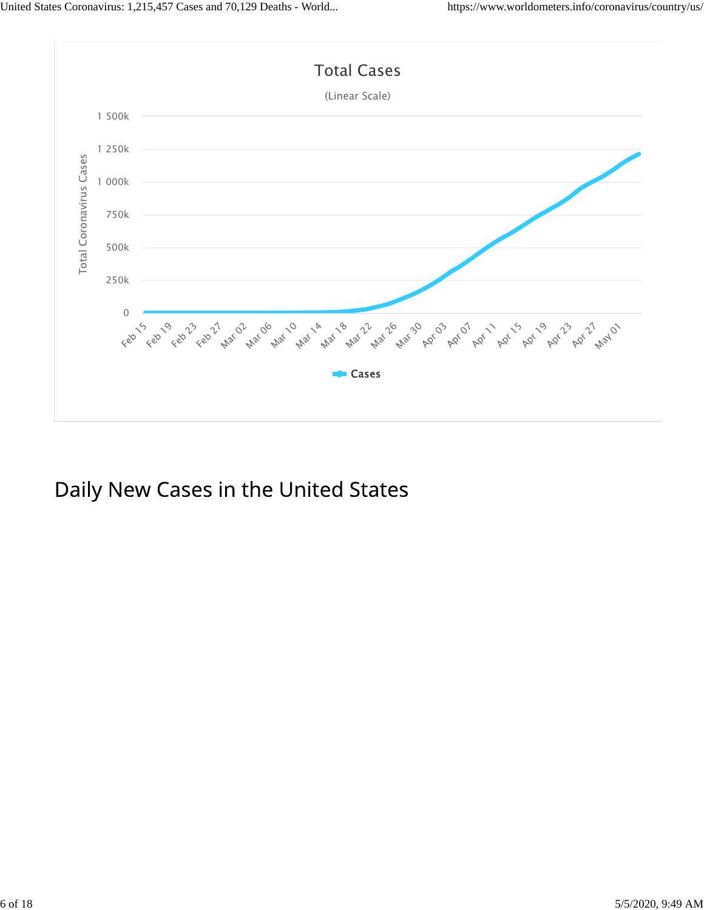Total Cases

(Linear Scale)

Daily New Cases in the United States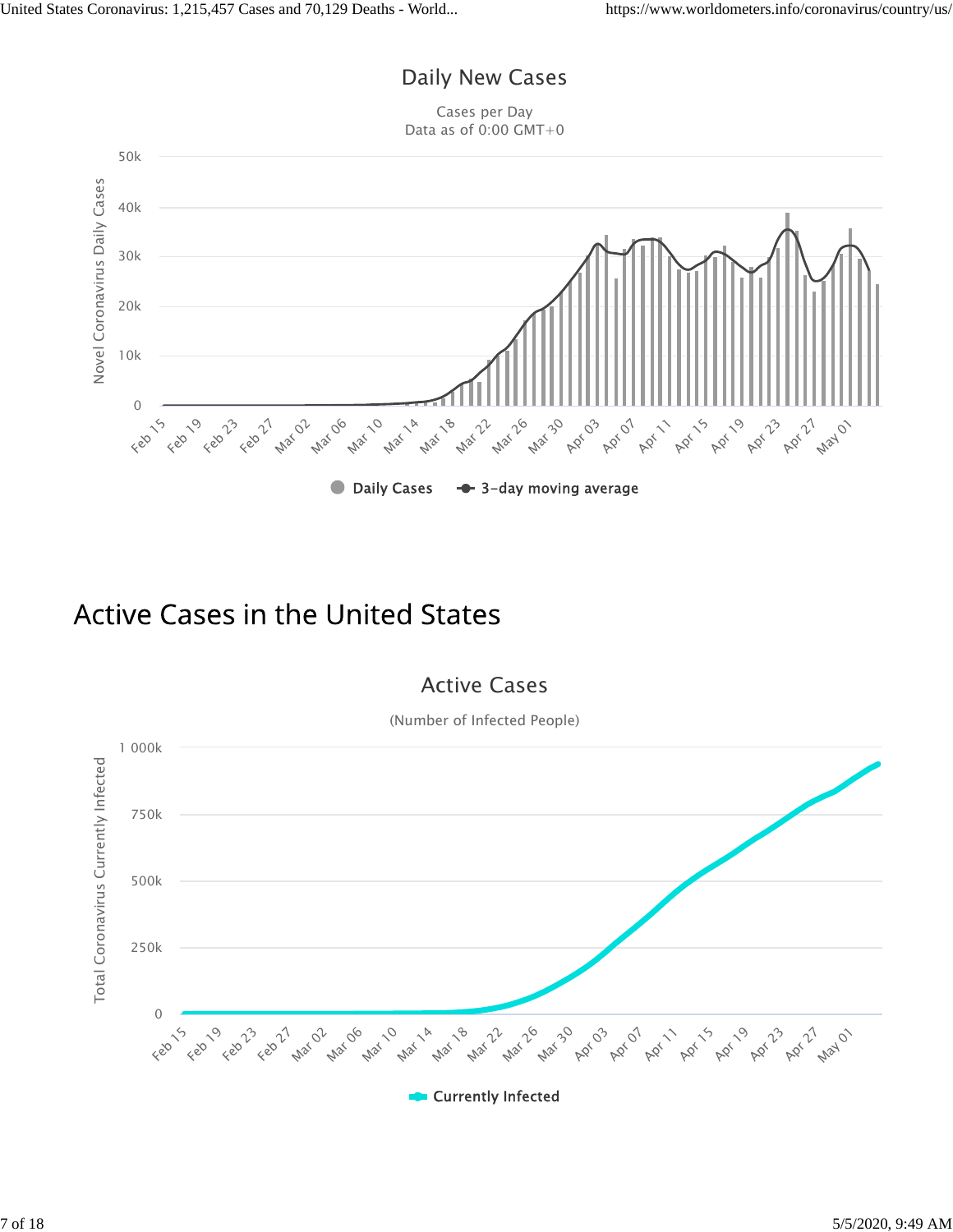Daily New Cases

Cases per Day
Data as of 0:00 GMT+0

## Active Cases in the United States

Active Cases

(Number of Infected People)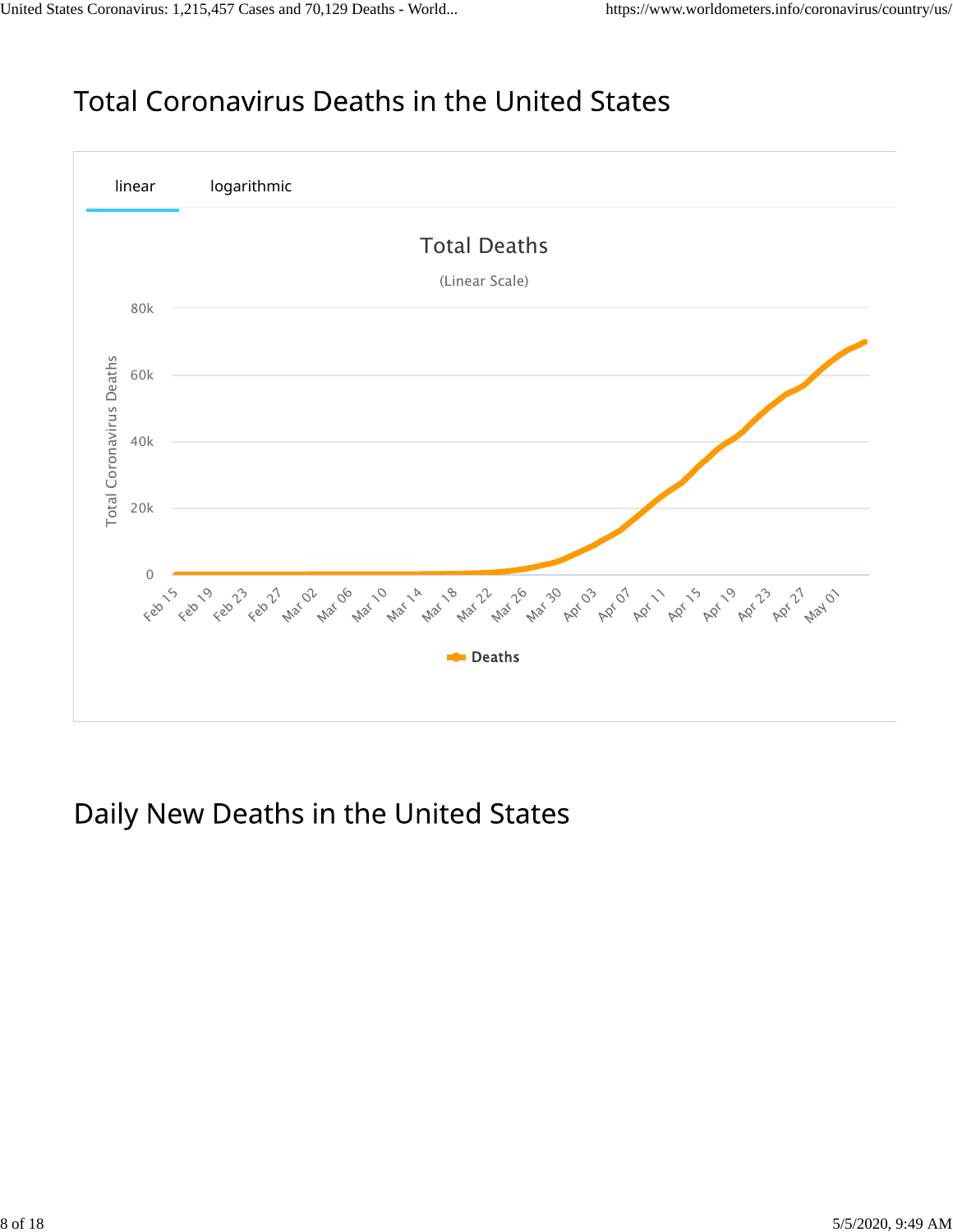## Total Coronavirus Deaths in the United States

linear logarithmic

Total Deaths

(Linear Scale)

## Daily New Deaths in the United States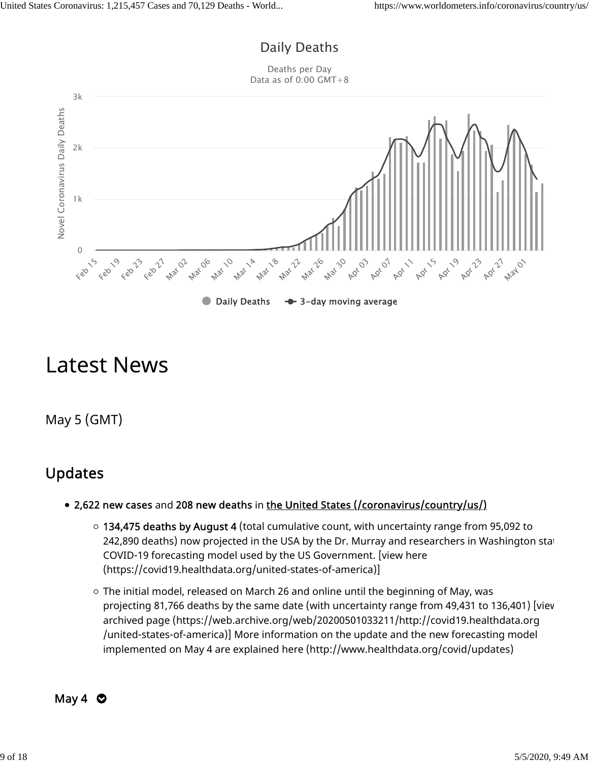Daily Deaths

Deaths per Day
Data as of 0:00 GMT+8

# Latest News

May 5 (GMT)

## Updates

- **2,622 new cases** and **208 new deaths** in the United States (/coronavirus/country/us/)
  - **134,475 deaths by August 4** (total cumulative count, with uncertainty range from 95,092 to 242,890 deaths) now projected in the USA by the Dr. Murray and researchers in Washington stat COVID-19 forecasting model used by the US Government. [view here (https://covid19.healthdata.org/united-states-of-america)]
  - The initial model, released on March 26 and online until the beginning of May, was projecting 81,766 deaths by the same date (with uncertainty range from 49,431 to 136,401) [view archived page (https://web.archive.org/web/20200501033211/http://covid19.healthdata.org/united-states-of-america)] More information on the update and the new forecasting model implemented on May 4 are explained here (http://www.healthdata.org/covid/updates)

May 4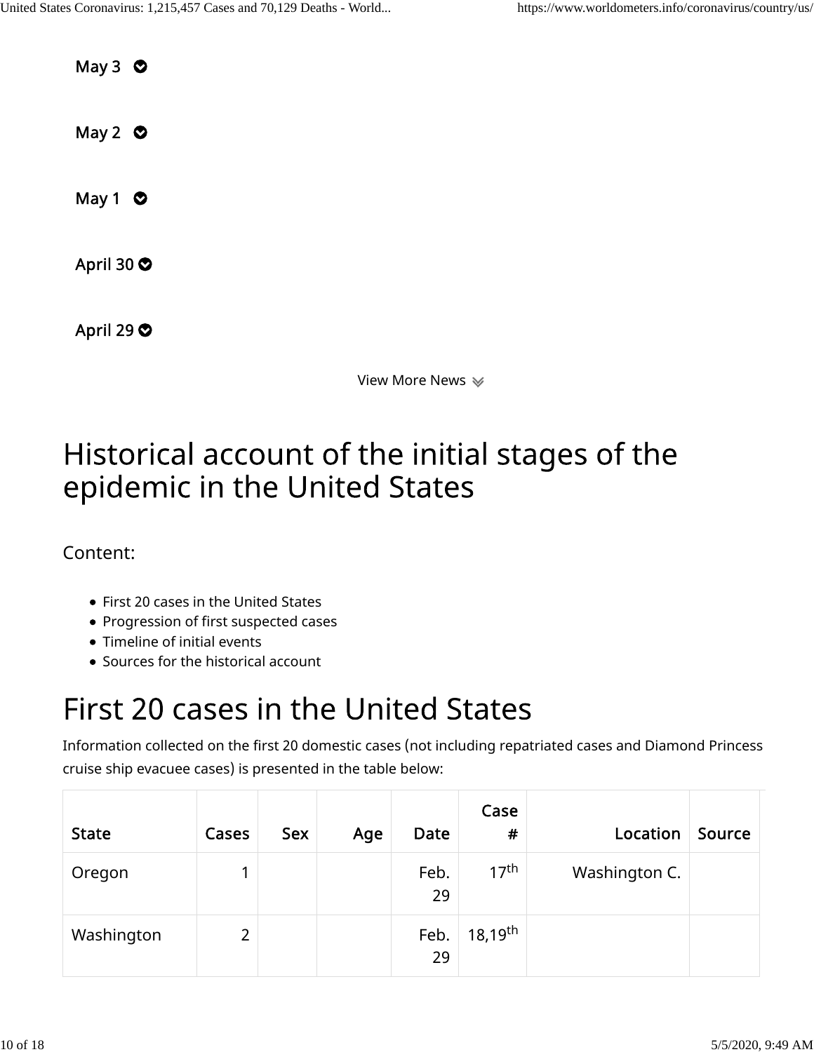May 3

May 2

May 1

April 30

April 29

View More News

# Historical account of the initial stages of the epidemic in the United States

Content:

- First 20 cases in the United States
- Progression of first suspected cases
- Timeline of initial events
- Sources for the historical account

# First 20 cases in the United States

Information collected on the first 20 domestic cases (not including repatriated cases and Diamond Princess cruise ship evacuee cases) is presented in the table below:

| State | Cases | Sex | Age | Date | Case # | Location | Source |
|---|---|---|---|---|---|---|---|
| Oregon | 1 | | | Feb. 29 | 17th | Washington C. | |
| Washington | 2 | | | Feb. 29 | 18,19th | | |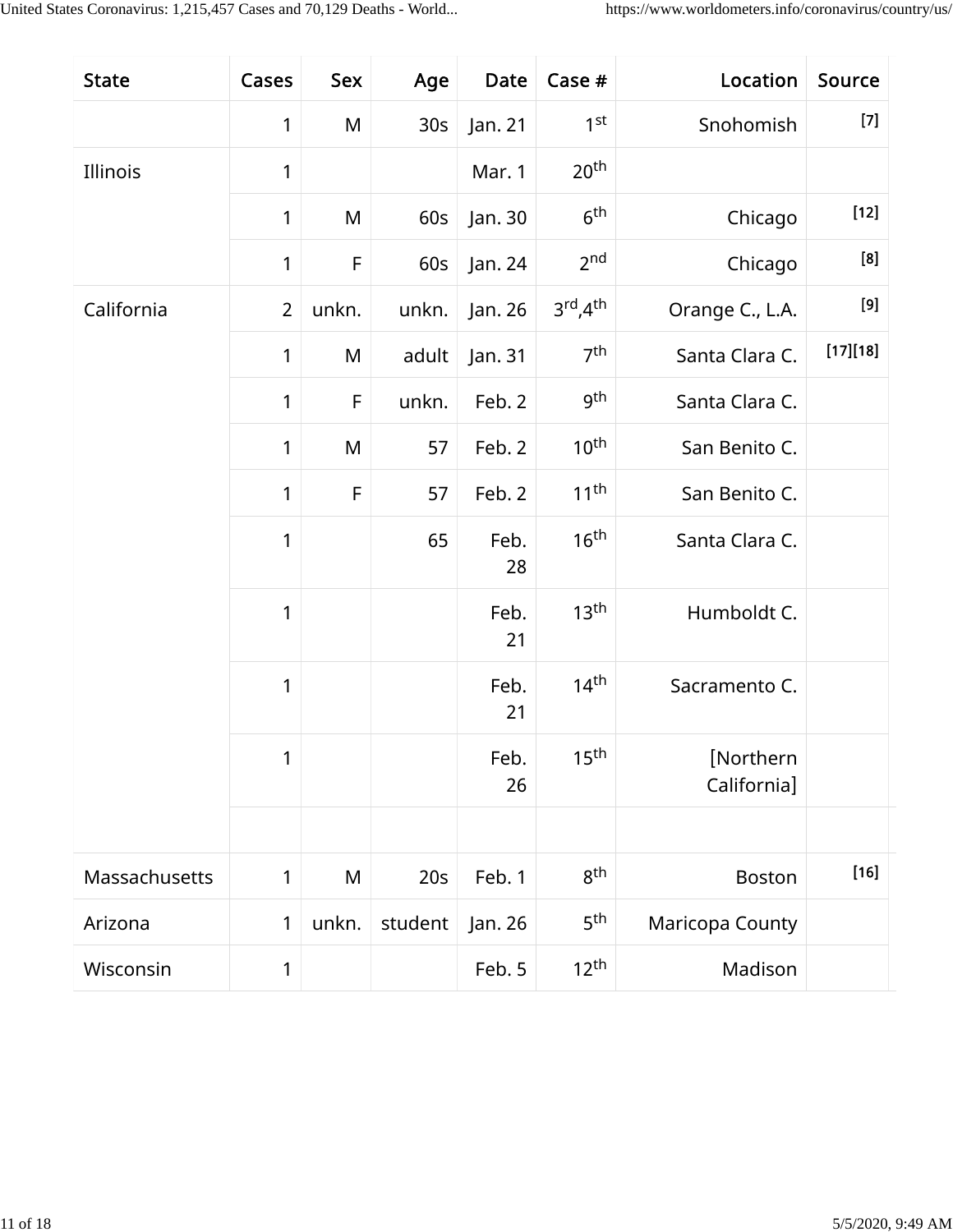| State | Cases | Sex | Age | Date | Case # | Location | Source |
|---|---|---|---|---|---|---|---|
| | 1 | M | 30s | Jan. 21 | 1st | Snohomish | [7] |
| Illinois | 1 | | | Mar. 1 | 20th | | |
| | 1 | M | 60s | Jan. 30 | 6th | Chicago | [12] |
| | 1 | F | 60s | Jan. 24 | 2nd | Chicago | [8] |
| California | 2 | unkn. | unkn. | Jan. 26 | 3rd,4th | Orange C., L.A. | [9] |
| | 1 | M | adult | Jan. 31 | 7th | Santa Clara C. | [17][18] |
| | 1 | F | unkn. | Feb. 2 | 9th | Santa Clara C. | |
| | 1 | M | 57 | Feb. 2 | 10th | San Benito C. | |
| | 1 | F | 57 | Feb. 2 | 11th | San Benito C. | |
| | 1 | | 65 | Feb. 28 | 16th | Santa Clara C. | |
| | 1 | | | Feb. 21 | 13th | Humboldt C. | |
| | 1 | | | Feb. 21 | 14th | Sacramento C. | |
| | 1 | | | Feb. 26 | 15th | [Northern California] | |
| | | | | | | | |
| Massachusetts | 1 | M | 20s | Feb. 1 | 8th | Boston | [16] |
| Arizona | 1 | unkn. | student | Jan. 26 | 5th | Maricopa County | |
| Wisconsin | 1 | | | Feb. 5 | 12th | Madison | |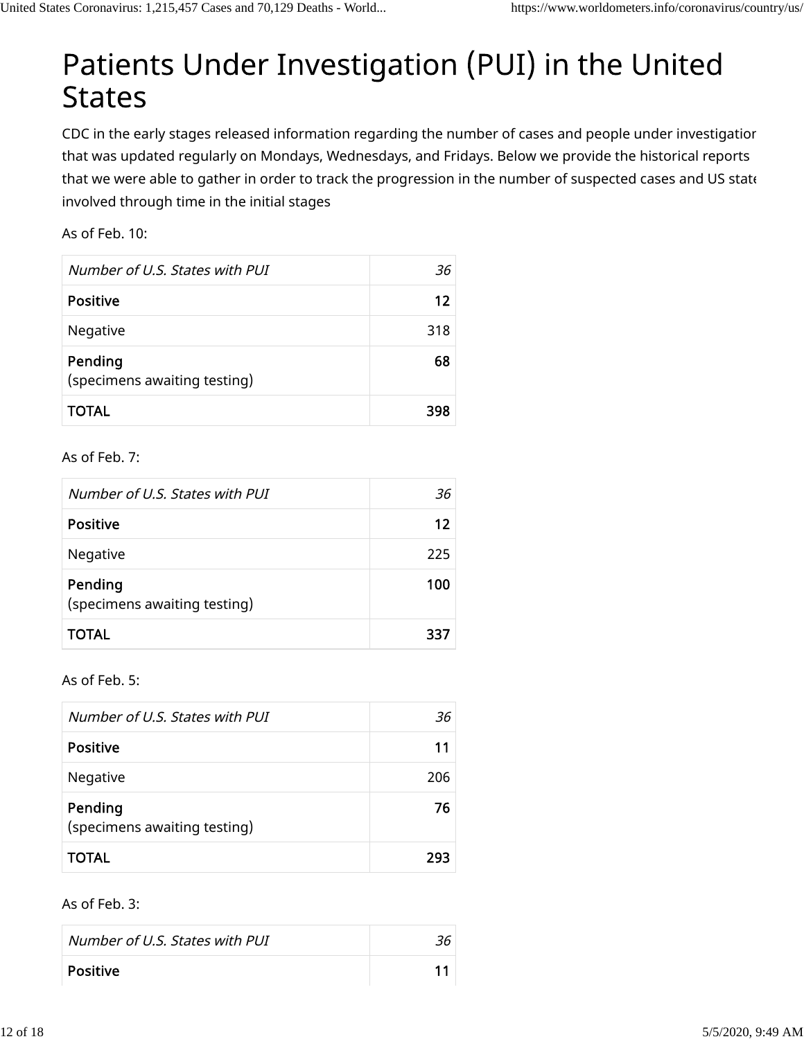# Patients Under Investigation (PUI) in the United States

CDC in the early stages released information regarding the number of cases and people under investigation that was updated regularly on Mondays, Wednesdays, and Fridays. Below we provide the historical reports that we were able to gather in order to track the progression in the number of suspected cases and US state involved through time in the initial stages

As of Feb. 10:

| *Number of U.S. States with PUI* | *36* |
|---|---|
| **Positive** | **12** |
| Negative | 318 |
| **Pending**<br>(specimens awaiting testing) | **68** |
| **TOTAL** | **398** |

As of Feb. 7:

| *Number of U.S. States with PUI* | *36* |
|---|---|
| **Positive** | **12** |
| Negative | 225 |
| **Pending**<br>(specimens awaiting testing) | **100** |
| **TOTAL** | **337** |

As of Feb. 5:

| *Number of U.S. States with PUI* | *36* |
|---|---|
| **Positive** | **11** |
| Negative | 206 |
| **Pending**<br>(specimens awaiting testing) | **76** |
| **TOTAL** | **293** |

As of Feb. 3:

| *Number of U.S. States with PUI* | *36* |
|---|---|
| **Positive** | **11** |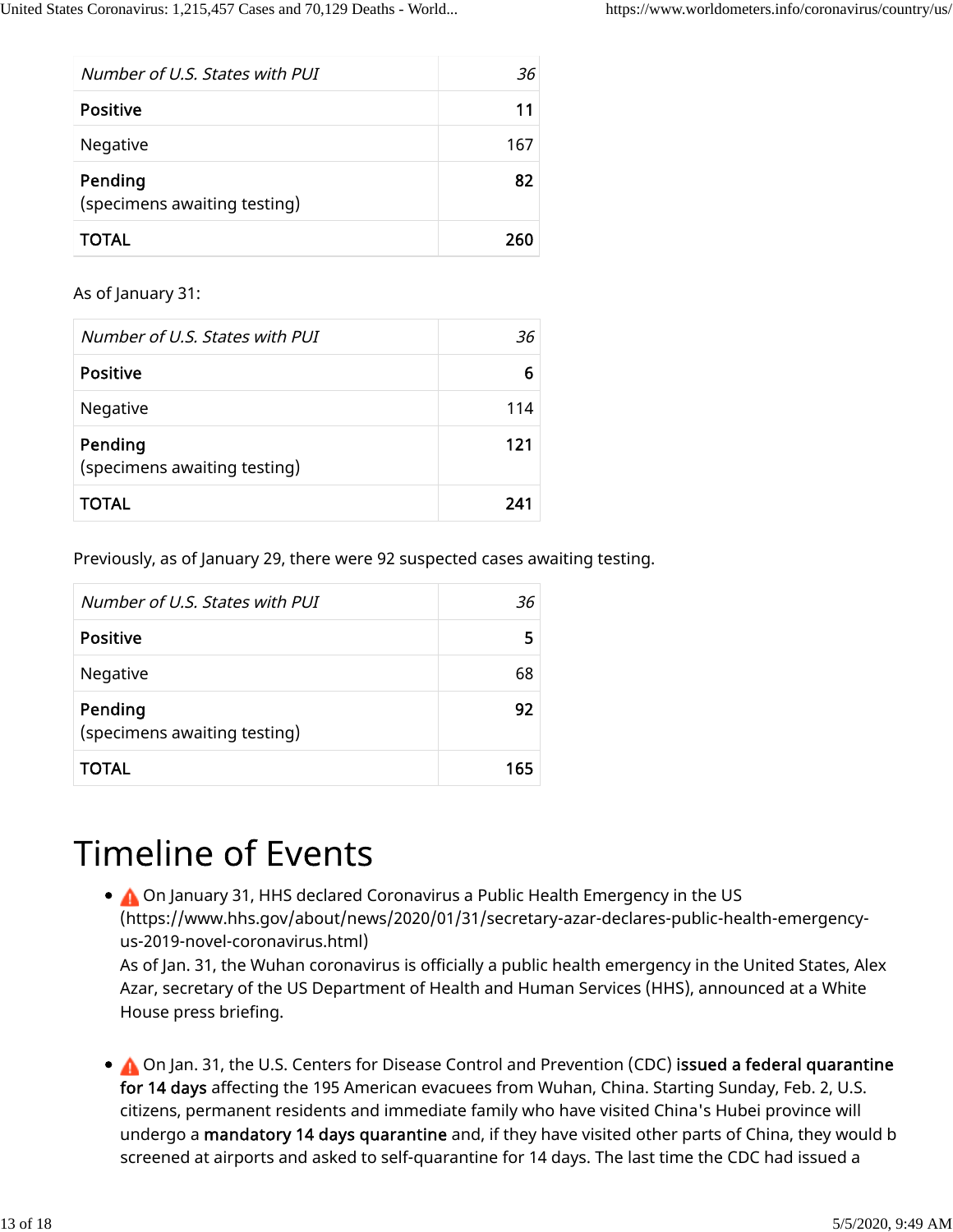| *Number of U.S. States with PUI* | *36* |
| --- | --- |
| **Positive** | **11** |
| Negative | 167 |
| **Pending** (specimens awaiting testing) | **82** |
| **TOTAL** | **260** |

As of January 31:

| *Number of U.S. States with PUI* | *36* |
| --- | --- |
| **Positive** | **6** |
| Negative | 114 |
| **Pending** (specimens awaiting testing) | **121** |
| **TOTAL** | **241** |

Previously, as of January 29, there were 92 suspected cases awaiting testing.

| *Number of U.S. States with PUI* | *36* |
| --- | --- |
| **Positive** | **5** |
| Negative | 68 |
| **Pending** (specimens awaiting testing) | **92** |
| **TOTAL** | **165** |

# Timeline of Events

- ⚠ On January 31, HHS declared Coronavirus a Public Health Emergency in the US (https://www.hhs.gov/about/news/2020/01/31/secretary-azar-declares-public-health-emergency-us-2019-novel-coronavirus.html)
  As of Jan. 31, the Wuhan coronavirus is officially a public health emergency in the United States, Alex Azar, secretary of the US Department of Health and Human Services (HHS), announced at a White House press briefing.

- ⚠ On Jan. 31, the U.S. Centers for Disease Control and Prevention (CDC) **issued a federal quarantine for 14 days** affecting the 195 American evacuees from Wuhan, China. Starting Sunday, Feb. 2, U.S. citizens, permanent residents and immediate family who have visited China's Hubei province will undergo a **mandatory 14 days quarantine** and, if they have visited other parts of China, they would b screened at airports and asked to self-quarantine for 14 days. The last time the CDC had issued a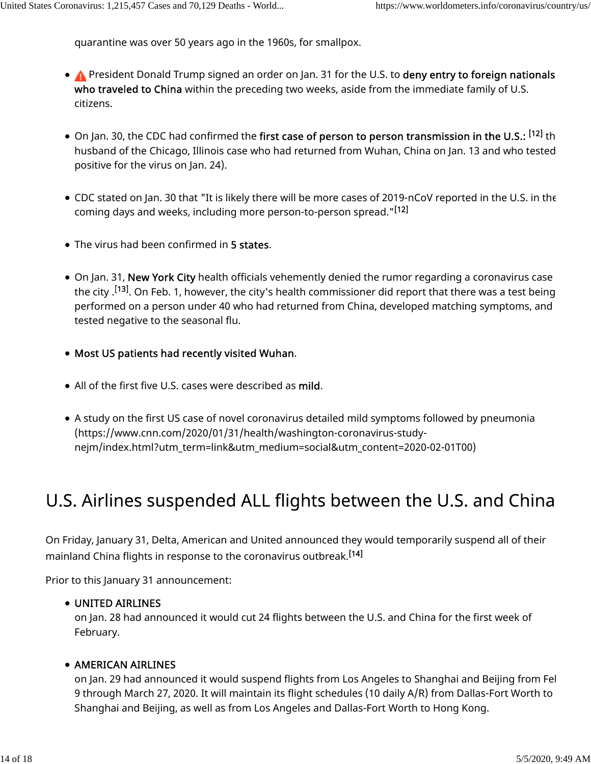quarantine was over 50 years ago in the 1960s, for smallpox.

- ⚠ President Donald Trump signed an order on Jan. 31 for the U.S. to **deny entry to foreign nationals who traveled to China** within the preceding two weeks, aside from the immediate family of U.S. citizens.

- On Jan. 30, the CDC had confirmed the **first case of person to person transmission in the U.S.:** [12] th husband of the Chicago, Illinois case who had returned from Wuhan, China on Jan. 13 and who tested positive for the virus on Jan. 24).

- CDC stated on Jan. 30 that "It is likely there will be more cases of 2019-nCoV reported in the U.S. in the coming days and weeks, including more person-to-person spread."[12]

- The virus had been confirmed in **5 states**.

- On Jan. 31, **New York City** health officials vehemently denied the rumor regarding a coronavirus case the city .[13]. On Feb. 1, however, the city's health commissioner did report that there was a test being performed on a person under 40 who had returned from China, developed matching symptoms, and tested negative to the seasonal flu.

- **Most US patients had recently visited Wuhan**.

- All of the first five U.S. cases were described as **mild**.

- A study on the first US case of novel coronavirus detailed mild symptoms followed by pneumonia (https://www.cnn.com/2020/01/31/health/washington-coronavirus-study-nejm/index.html?utm_term=link&utm_medium=social&utm_content=2020-02-01T00)

# U.S. Airlines suspended ALL flights between the U.S. and China

On Friday, January 31, Delta, American and United announced they would temporarily suspend all of their mainland China flights in response to the coronavirus outbreak.[14]

Prior to this January 31 announcement:

- UNITED AIRLINES
  on Jan. 28 had announced it would cut 24 flights between the U.S. and China for the first week of February.

- AMERICAN AIRLINES
  on Jan. 29 had announced it would suspend flights from Los Angeles to Shanghai and Beijing from Fel 9 through March 27, 2020. It will maintain its flight schedules (10 daily A/R) from Dallas-Fort Worth to Shanghai and Beijing, as well as from Los Angeles and Dallas-Fort Worth to Hong Kong.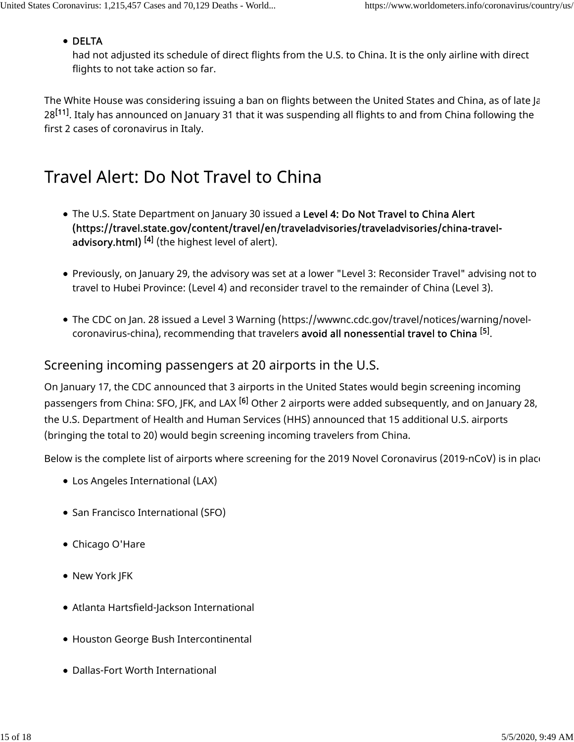- **DELTA**
  had not adjusted its schedule of direct flights from the U.S. to China. It is the only airline with direct flights to not take action so far.

The White House was considering issuing a ban on flights between the United States and China, as of late Ja 28[11]. Italy has announced on January 31 that it was suspending all flights to and from China following the first 2 cases of coronavirus in Italy.

# Travel Alert: Do Not Travel to China

- The U.S. State Department on January 30 issued a **Level 4: Do Not Travel to China Alert (https://travel.state.gov/content/travel/en/traveladvisories/traveladvisories/china-travel-advisory.html)** [4] (the highest level of alert).
- Previously, on January 29, the advisory was set at a lower "Level 3: Reconsider Travel" advising not to travel to Hubei Province: (Level 4) and reconsider travel to the remainder of China (Level 3).
- The CDC on Jan. 28 issued a Level 3 Warning (https://wwwnc.cdc.gov/travel/notices/warning/novel-coronavirus-china), recommending that travelers **avoid all nonessential travel to China** [5].

## Screening incoming passengers at 20 airports in the U.S.

On January 17, the CDC announced that 3 airports in the United States would begin screening incoming passengers from China: SFO, JFK, and LAX [6] Other 2 airports were added subsequently, and on January 28, the U.S. Department of Health and Human Services (HHS) announced that 15 additional U.S. airports (bringing the total to 20) would begin screening incoming travelers from China.

Below is the complete list of airports where screening for the 2019 Novel Coronavirus (2019-nCoV) is in plac

- Los Angeles International (LAX)
- San Francisco International (SFO)
- Chicago O'Hare
- New York JFK
- Atlanta Hartsfield-Jackson International
- Houston George Bush Intercontinental
- Dallas-Fort Worth International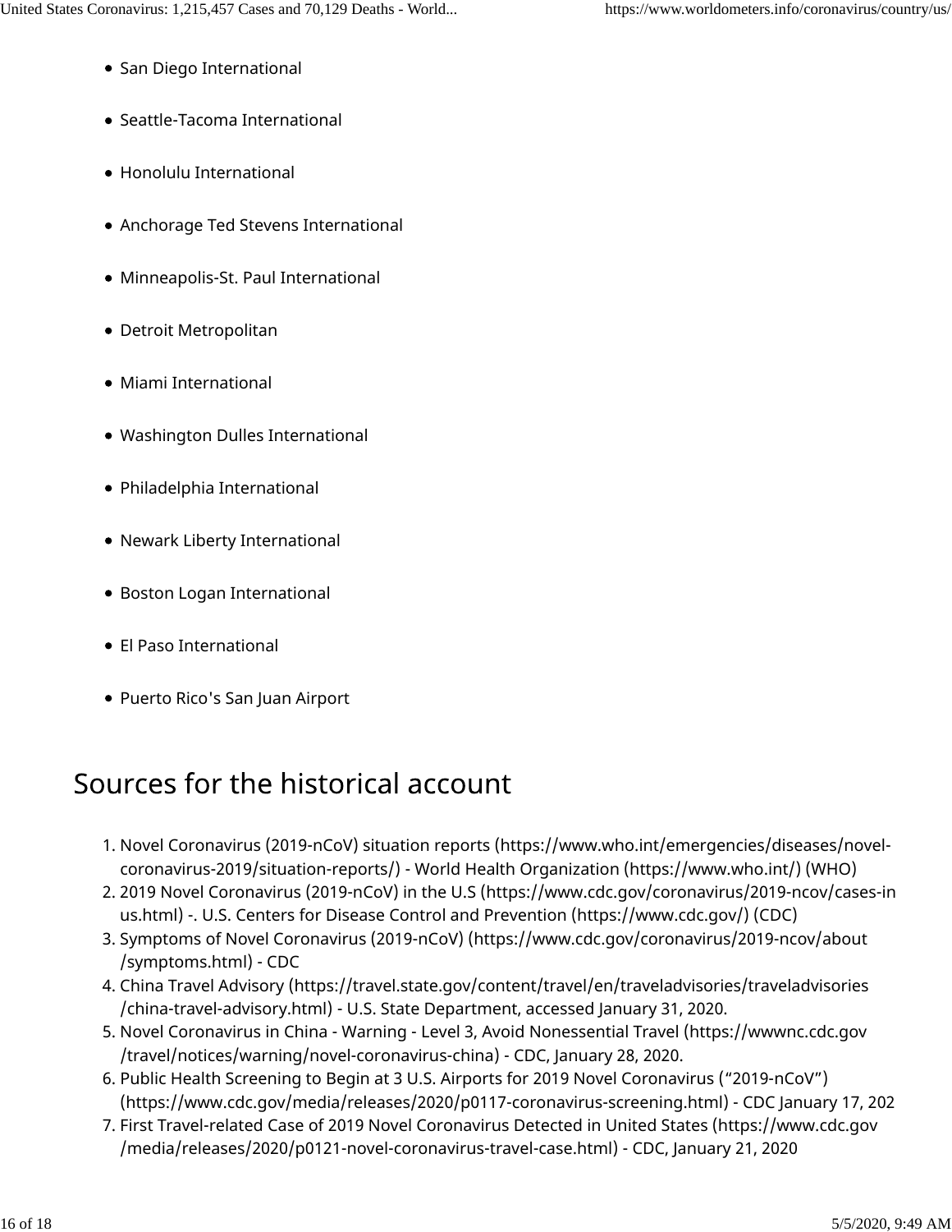- San Diego International
- Seattle-Tacoma International
- Honolulu International
- Anchorage Ted Stevens International
- Minneapolis-St. Paul International
- Detroit Metropolitan
- Miami International
- Washington Dulles International
- Philadelphia International
- Newark Liberty International
- Boston Logan International
- El Paso International
- Puerto Rico's San Juan Airport

# Sources for the historical account

1. Novel Coronavirus (2019-nCoV) situation reports (https://www.who.int/emergencies/diseases/novel-coronavirus-2019/situation-reports/) - World Health Organization (https://www.who.int/) (WHO)
2. 2019 Novel Coronavirus (2019-nCoV) in the U.S (https://www.cdc.gov/coronavirus/2019-ncov/cases-in us.html) -. U.S. Centers for Disease Control and Prevention (https://www.cdc.gov/) (CDC)
3. Symptoms of Novel Coronavirus (2019-nCoV) (https://www.cdc.gov/coronavirus/2019-ncov/about /symptoms.html) - CDC
4. China Travel Advisory (https://travel.state.gov/content/travel/en/traveladvisories/traveladvisories /china-travel-advisory.html) - U.S. State Department, accessed January 31, 2020.
5. Novel Coronavirus in China - Warning - Level 3, Avoid Nonessential Travel (https://wwwnc.cdc.gov /travel/notices/warning/novel-coronavirus-china) - CDC, January 28, 2020.
6. Public Health Screening to Begin at 3 U.S. Airports for 2019 Novel Coronavirus ("2019-nCoV") (https://www.cdc.gov/media/releases/2020/p0117-coronavirus-screening.html) - CDC January 17, 202
7. First Travel-related Case of 2019 Novel Coronavirus Detected in United States (https://www.cdc.gov /media/releases/2020/p0121-novel-coronavirus-travel-case.html) - CDC, January 21, 2020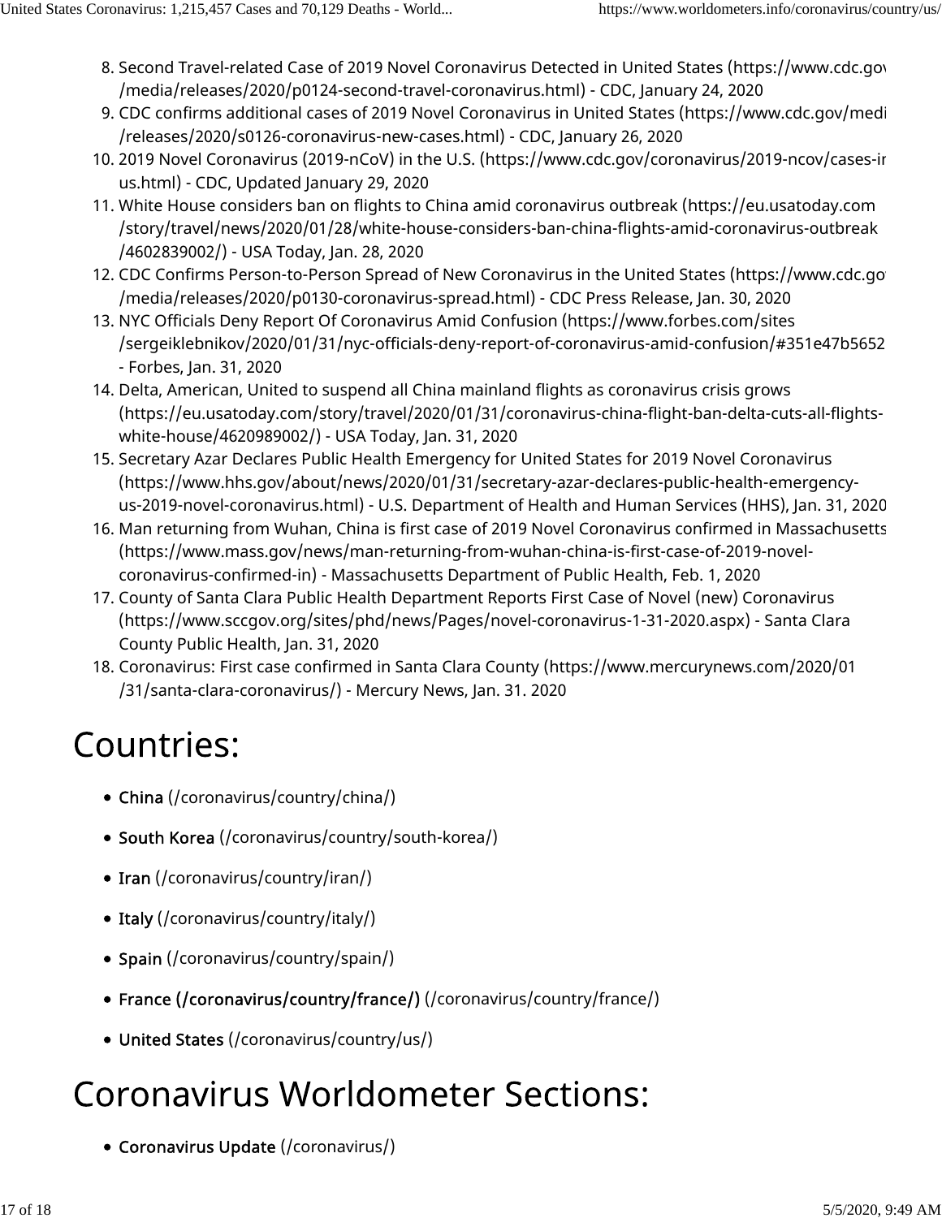8. Second Travel-related Case of 2019 Novel Coronavirus Detected in United States (https://www.cdc.gov/media/releases/2020/p0124-second-travel-coronavirus.html) - CDC, January 24, 2020
9. CDC confirms additional cases of 2019 Novel Coronavirus in United States (https://www.cdc.gov/media/releases/2020/s0126-coronavirus-new-cases.html) - CDC, January 26, 2020
10. 2019 Novel Coronavirus (2019-nCoV) in the U.S. (https://www.cdc.gov/coronavirus/2019-ncov/cases-in-us.html) - CDC, Updated January 29, 2020
11. White House considers ban on flights to China amid coronavirus outbreak (https://eu.usatoday.com/story/travel/news/2020/01/28/white-house-considers-ban-china-flights-amid-coronavirus-outbreak/4602839002/) - USA Today, Jan. 28, 2020
12. CDC Confirms Person-to-Person Spread of New Coronavirus in the United States (https://www.cdc.gov/media/releases/2020/p0130-coronavirus-spread.html) - CDC Press Release, Jan. 30, 2020
13. NYC Officials Deny Report Of Coronavirus Amid Confusion (https://www.forbes.com/sites/sergeiklebnikov/2020/01/31/nyc-officials-deny-report-of-coronavirus-amid-confusion/#351e47b5652) - Forbes, Jan. 31, 2020
14. Delta, American, United to suspend all China mainland flights as coronavirus crisis grows (https://eu.usatoday.com/story/travel/2020/01/31/coronavirus-china-flight-ban-delta-cuts-all-flights-white-house/4620989002/) - USA Today, Jan. 31, 2020
15. Secretary Azar Declares Public Health Emergency for United States for 2019 Novel Coronavirus (https://www.hhs.gov/about/news/2020/01/31/secretary-azar-declares-public-health-emergency-us-2019-novel-coronavirus.html) - U.S. Department of Health and Human Services (HHS), Jan. 31, 2020
16. Man returning from Wuhan, China is first case of 2019 Novel Coronavirus confirmed in Massachusetts (https://www.mass.gov/news/man-returning-from-wuhan-china-is-first-case-of-2019-novel-coronavirus-confirmed-in) - Massachusetts Department of Public Health, Feb. 1, 2020
17. County of Santa Clara Public Health Department Reports First Case of Novel (new) Coronavirus (https://www.sccgov.org/sites/phd/news/Pages/novel-coronavirus-1-31-2020.aspx) - Santa Clara County Public Health, Jan. 31, 2020
18. Coronavirus: First case confirmed in Santa Clara County (https://www.mercurynews.com/2020/01/31/santa-clara-coronavirus/) - Mercury News, Jan. 31. 2020

# Countries:

- China (/coronavirus/country/china/)
- South Korea (/coronavirus/country/south-korea/)
- Iran (/coronavirus/country/iran/)
- Italy (/coronavirus/country/italy/)
- Spain (/coronavirus/country/spain/)
- France (/coronavirus/country/france/) (/coronavirus/country/france/)
- United States (/coronavirus/country/us/)

# Coronavirus Worldometer Sections:

- Coronavirus Update (/coronavirus/)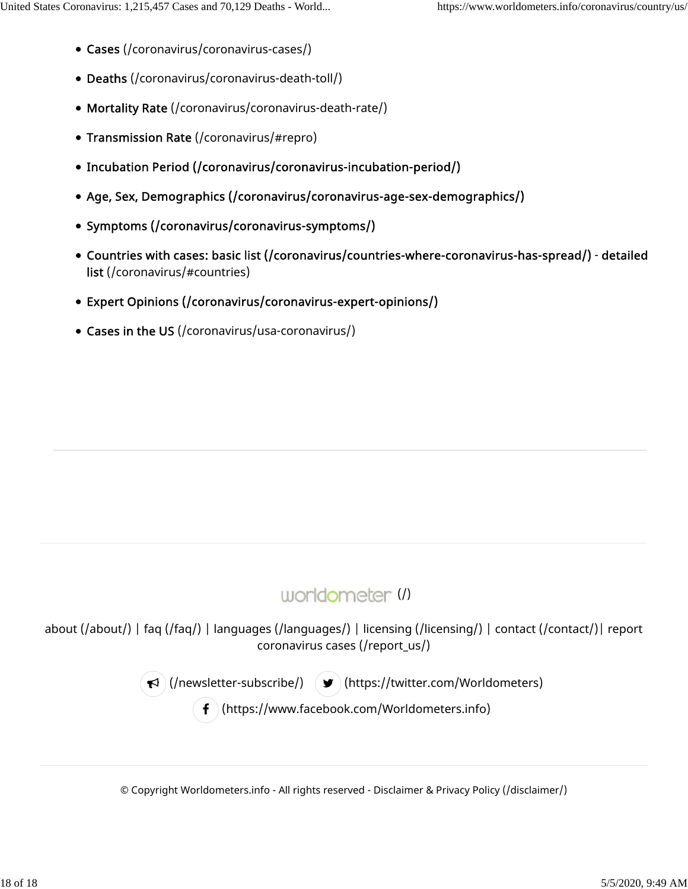- **Cases** (/coronavirus/coronavirus-cases/)
- **Deaths** (/coronavirus/coronavirus-death-toll/)
- **Mortality Rate** (/coronavirus/coronavirus-death-rate/)
- **Transmission Rate** (/coronavirus/#repro)
- Incubation Period (/coronavirus/coronavirus-incubation-period/)
- Age, Sex, Demographics (/coronavirus/coronavirus-age-sex-demographics/)
- Symptoms (/coronavirus/coronavirus-symptoms/)
- Countries with cases: basic list (/coronavirus/countries-where-coronavirus-has-spread/) - **detailed list** (/coronavirus/#countries)
- Expert Opinions (/coronavirus/coronavirus-expert-opinions/)
- **Cases in the US** (/coronavirus/usa-coronavirus/)

---

---

worldometer (/)

about (/about/) | faq (/faq/) | languages (/languages/) | licensing (/licensing/) | contact (/contact/)| report coronavirus cases (/report_us/)

(/newsletter-subscribe/) (https://twitter.com/Worldometers)

(https://www.facebook.com/Worldometers.info)

---

© Copyright Worldometers.info - All rights reserved - Disclaimer & Privacy Policy (/disclaimer/)